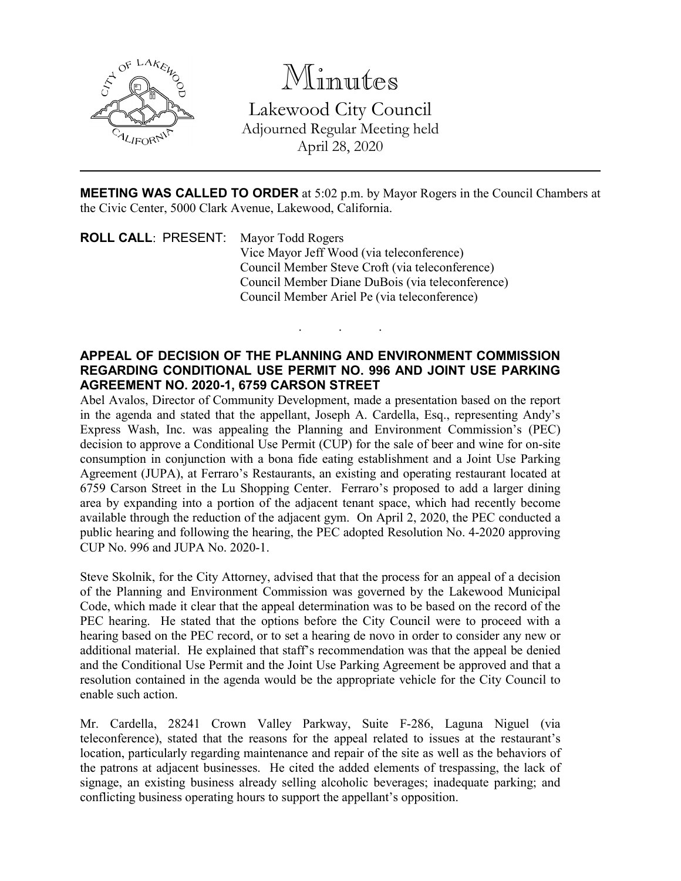# Minutes

## Lakewood City Council

Adjourned Regular Meeting held
April 28, 2020

---

**MEETING WAS CALLED TO ORDER** at 5:02 p.m. by Mayor Rogers in the Council Chambers at the Civic Center, 5000 Clark Avenue, Lakewood, California.

**ROLL CALL**: PRESENT: Mayor Todd Rogers
Vice Mayor Jeff Wood (via teleconference)
Council Member Steve Croft (via teleconference)
Council Member Diane DuBois (via teleconference)
Council Member Ariel Pe (via teleconference)

. . .

**APPEAL OF DECISION OF THE PLANNING AND ENVIRONMENT COMMISSION REGARDING CONDITIONAL USE PERMIT NO. 996 AND JOINT USE PARKING AGREEMENT NO. 2020-1, 6759 CARSON STREET**

Abel Avalos, Director of Community Development, made a presentation based on the report in the agenda and stated that the appellant, Joseph A. Cardella, Esq., representing Andy's Express Wash, Inc. was appealing the Planning and Environment Commission's (PEC) decision to approve a Conditional Use Permit (CUP) for the sale of beer and wine for on-site consumption in conjunction with a bona fide eating establishment and a Joint Use Parking Agreement (JUPA), at Ferraro's Restaurants, an existing and operating restaurant located at 6759 Carson Street in the Lu Shopping Center. Ferraro's proposed to add a larger dining area by expanding into a portion of the adjacent tenant space, which had recently become available through the reduction of the adjacent gym. On April 2, 2020, the PEC conducted a public hearing and following the hearing, the PEC adopted Resolution No. 4-2020 approving CUP No. 996 and JUPA No. 2020-1.

Steve Skolnik, for the City Attorney, advised that that the process for an appeal of a decision of the Planning and Environment Commission was governed by the Lakewood Municipal Code, which made it clear that the appeal determination was to be based on the record of the PEC hearing. He stated that the options before the City Council were to proceed with a hearing based on the PEC record, or to set a hearing de novo in order to consider any new or additional material. He explained that staff's recommendation was that the appeal be denied and the Conditional Use Permit and the Joint Use Parking Agreement be approved and that a resolution contained in the agenda would be the appropriate vehicle for the City Council to enable such action.

Mr. Cardella, 28241 Crown Valley Parkway, Suite F-286, Laguna Niguel (via teleconference), stated that the reasons for the appeal related to issues at the restaurant's location, particularly regarding maintenance and repair of the site as well as the behaviors of the patrons at adjacent businesses. He cited the added elements of trespassing, the lack of signage, an existing business already selling alcoholic beverages; inadequate parking; and conflicting business operating hours to support the appellant's opposition.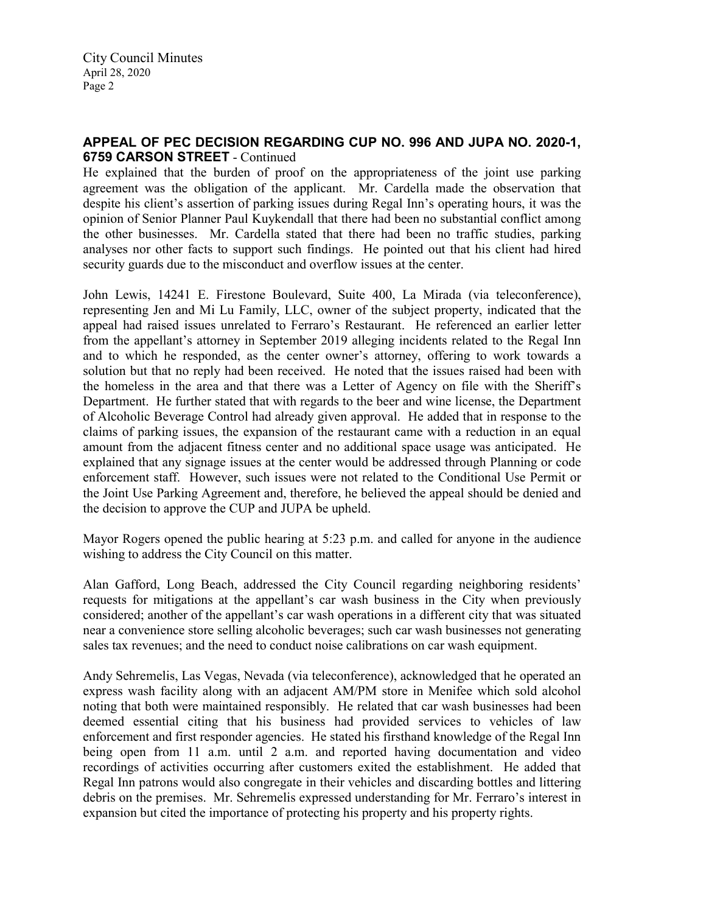## APPEAL OF PEC DECISION REGARDING CUP NO. 996 AND JUPA NO. 2020-1, 6759 CARSON STREET - Continued

He explained that the burden of proof on the appropriateness of the joint use parking agreement was the obligation of the applicant. Mr. Cardella made the observation that despite his client's assertion of parking issues during Regal Inn's operating hours, it was the opinion of Senior Planner Paul Kuykendall that there had been no substantial conflict among the other businesses. Mr. Cardella stated that there had been no traffic studies, parking analyses nor other facts to support such findings. He pointed out that his client had hired security guards due to the misconduct and overflow issues at the center.

John Lewis, 14241 E. Firestone Boulevard, Suite 400, La Mirada (via teleconference), representing Jen and Mi Lu Family, LLC, owner of the subject property, indicated that the appeal had raised issues unrelated to Ferraro's Restaurant. He referenced an earlier letter from the appellant's attorney in September 2019 alleging incidents related to the Regal Inn and to which he responded, as the center owner's attorney, offering to work towards a solution but that no reply had been received. He noted that the issues raised had been with the homeless in the area and that there was a Letter of Agency on file with the Sheriff's Department. He further stated that with regards to the beer and wine license, the Department of Alcoholic Beverage Control had already given approval. He added that in response to the claims of parking issues, the expansion of the restaurant came with a reduction in an equal amount from the adjacent fitness center and no additional space usage was anticipated. He explained that any signage issues at the center would be addressed through Planning or code enforcement staff. However, such issues were not related to the Conditional Use Permit or the Joint Use Parking Agreement and, therefore, he believed the appeal should be denied and the decision to approve the CUP and JUPA be upheld.

Mayor Rogers opened the public hearing at 5:23 p.m. and called for anyone in the audience wishing to address the City Council on this matter.

Alan Gafford, Long Beach, addressed the City Council regarding neighboring residents' requests for mitigations at the appellant's car wash business in the City when previously considered; another of the appellant's car wash operations in a different city that was situated near a convenience store selling alcoholic beverages; such car wash businesses not generating sales tax revenues; and the need to conduct noise calibrations on car wash equipment.

Andy Sehremelis, Las Vegas, Nevada (via teleconference), acknowledged that he operated an express wash facility along with an adjacent AM/PM store in Menifee which sold alcohol noting that both were maintained responsibly. He related that car wash businesses had been deemed essential citing that his business had provided services to vehicles of law enforcement and first responder agencies. He stated his firsthand knowledge of the Regal Inn being open from 11 a.m. until 2 a.m. and reported having documentation and video recordings of activities occurring after customers exited the establishment. He added that Regal Inn patrons would also congregate in their vehicles and discarding bottles and littering debris on the premises. Mr. Sehremelis expressed understanding for Mr. Ferraro's interest in expansion but cited the importance of protecting his property and his property rights.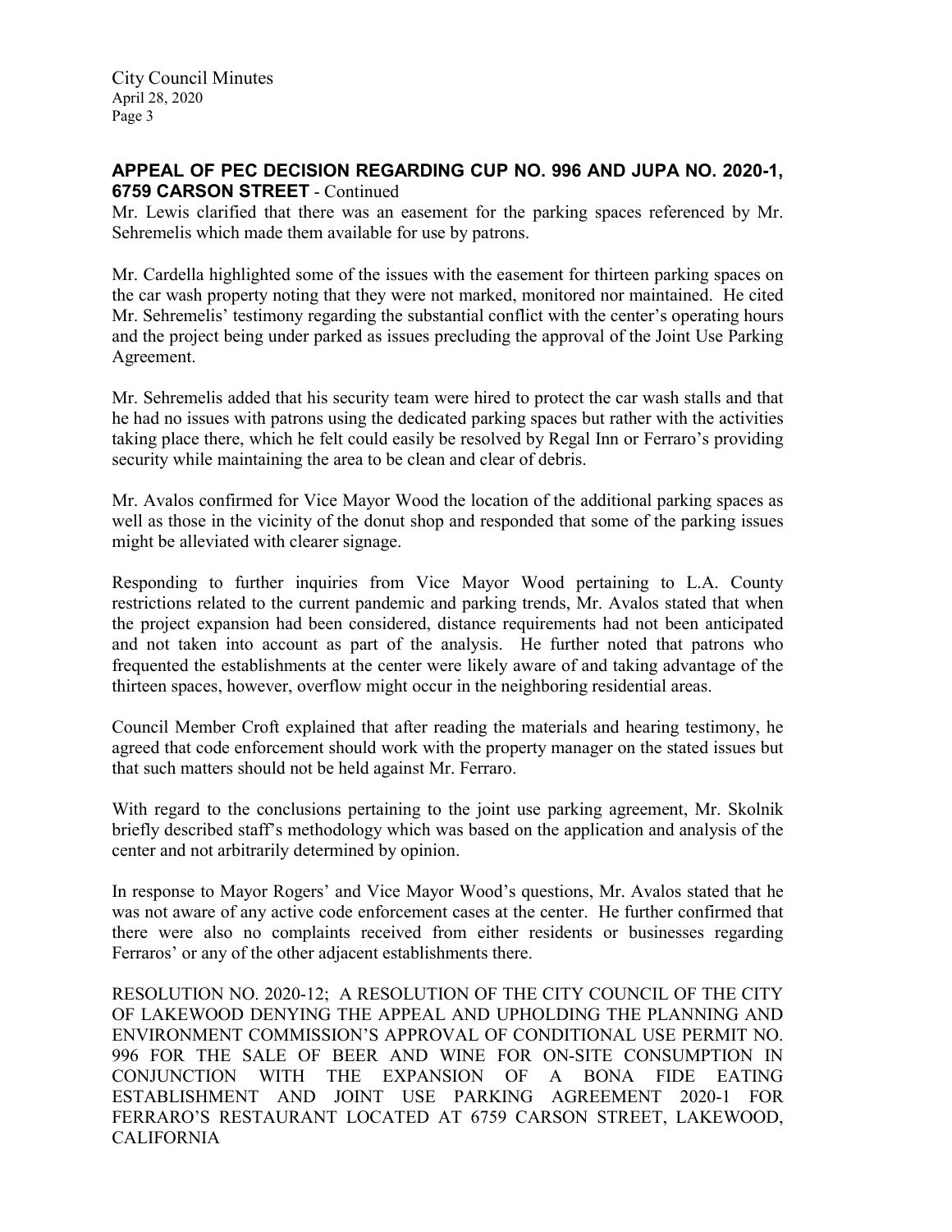**APPEAL OF PEC DECISION REGARDING CUP NO. 996 AND JUPA NO. 2020-1, 6759 CARSON STREET** - Continued

Mr. Lewis clarified that there was an easement for the parking spaces referenced by Mr. Sehremelis which made them available for use by patrons.

Mr. Cardella highlighted some of the issues with the easement for thirteen parking spaces on the car wash property noting that they were not marked, monitored nor maintained. He cited Mr. Sehremelis' testimony regarding the substantial conflict with the center's operating hours and the project being under parked as issues precluding the approval of the Joint Use Parking Agreement.

Mr. Sehremelis added that his security team were hired to protect the car wash stalls and that he had no issues with patrons using the dedicated parking spaces but rather with the activities taking place there, which he felt could easily be resolved by Regal Inn or Ferraro's providing security while maintaining the area to be clean and clear of debris.

Mr. Avalos confirmed for Vice Mayor Wood the location of the additional parking spaces as well as those in the vicinity of the donut shop and responded that some of the parking issues might be alleviated with clearer signage.

Responding to further inquiries from Vice Mayor Wood pertaining to L.A. County restrictions related to the current pandemic and parking trends, Mr. Avalos stated that when the project expansion had been considered, distance requirements had not been anticipated and not taken into account as part of the analysis. He further noted that patrons who frequented the establishments at the center were likely aware of and taking advantage of the thirteen spaces, however, overflow might occur in the neighboring residential areas.

Council Member Croft explained that after reading the materials and hearing testimony, he agreed that code enforcement should work with the property manager on the stated issues but that such matters should not be held against Mr. Ferraro.

With regard to the conclusions pertaining to the joint use parking agreement, Mr. Skolnik briefly described staff's methodology which was based on the application and analysis of the center and not arbitrarily determined by opinion.

In response to Mayor Rogers' and Vice Mayor Wood's questions, Mr. Avalos stated that he was not aware of any active code enforcement cases at the center. He further confirmed that there were also no complaints received from either residents or businesses regarding Ferraros' or any of the other adjacent establishments there.

RESOLUTION NO. 2020-12; A RESOLUTION OF THE CITY COUNCIL OF THE CITY OF LAKEWOOD DENYING THE APPEAL AND UPHOLDING THE PLANNING AND ENVIRONMENT COMMISSION'S APPROVAL OF CONDITIONAL USE PERMIT NO. 996 FOR THE SALE OF BEER AND WINE FOR ON-SITE CONSUMPTION IN CONJUNCTION WITH THE EXPANSION OF A BONA FIDE EATING ESTABLISHMENT AND JOINT USE PARKING AGREEMENT 2020-1 FOR FERRARO'S RESTAURANT LOCATED AT 6759 CARSON STREET, LAKEWOOD, CALIFORNIA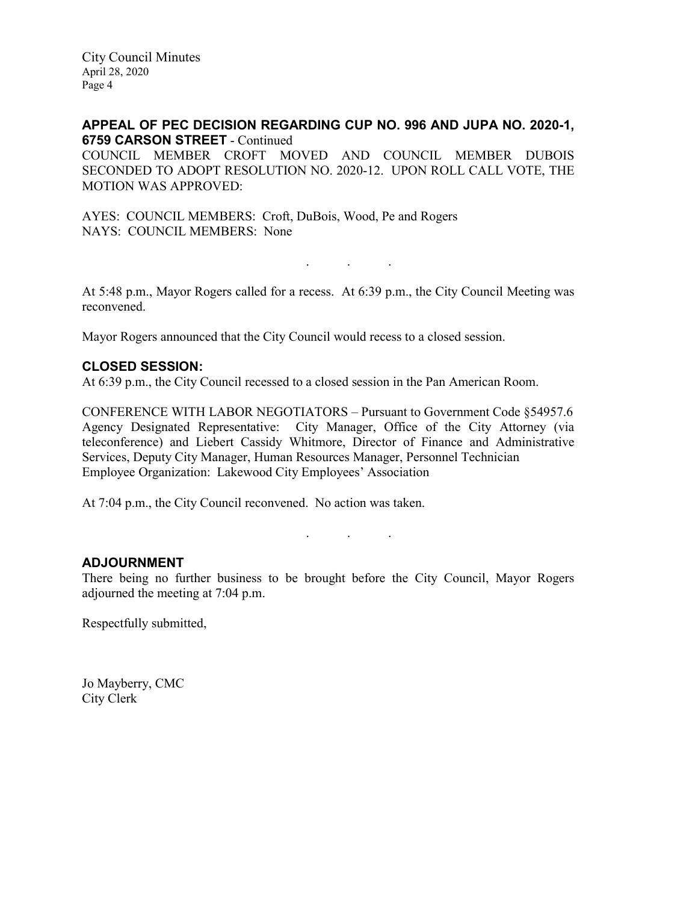**APPEAL OF PEC DECISION REGARDING CUP NO. 996 AND JUPA NO. 2020-1, 6759 CARSON STREET** - Continued

COUNCIL MEMBER CROFT MOVED AND COUNCIL MEMBER DUBOIS SECONDED TO ADOPT RESOLUTION NO. 2020-12. UPON ROLL CALL VOTE, THE MOTION WAS APPROVED:

AYES: COUNCIL MEMBERS: Croft, DuBois, Wood, Pe and Rogers
NAYS: COUNCIL MEMBERS: None

. . .

At 5:48 p.m., Mayor Rogers called for a recess. At 6:39 p.m., the City Council Meeting was reconvened.

Mayor Rogers announced that the City Council would recess to a closed session.

## CLOSED SESSION:

At 6:39 p.m., the City Council recessed to a closed session in the Pan American Room.

CONFERENCE WITH LABOR NEGOTIATORS – Pursuant to Government Code §54957.6
Agency Designated Representative: City Manager, Office of the City Attorney (via teleconference) and Liebert Cassidy Whitmore, Director of Finance and Administrative Services, Deputy City Manager, Human Resources Manager, Personnel Technician
Employee Organization: Lakewood City Employees' Association

At 7:04 p.m., the City Council reconvened. No action was taken.

. . .

## ADJOURNMENT

There being no further business to be brought before the City Council, Mayor Rogers adjourned the meeting at 7:04 p.m.

Respectfully submitted,

Jo Mayberry, CMC
City Clerk